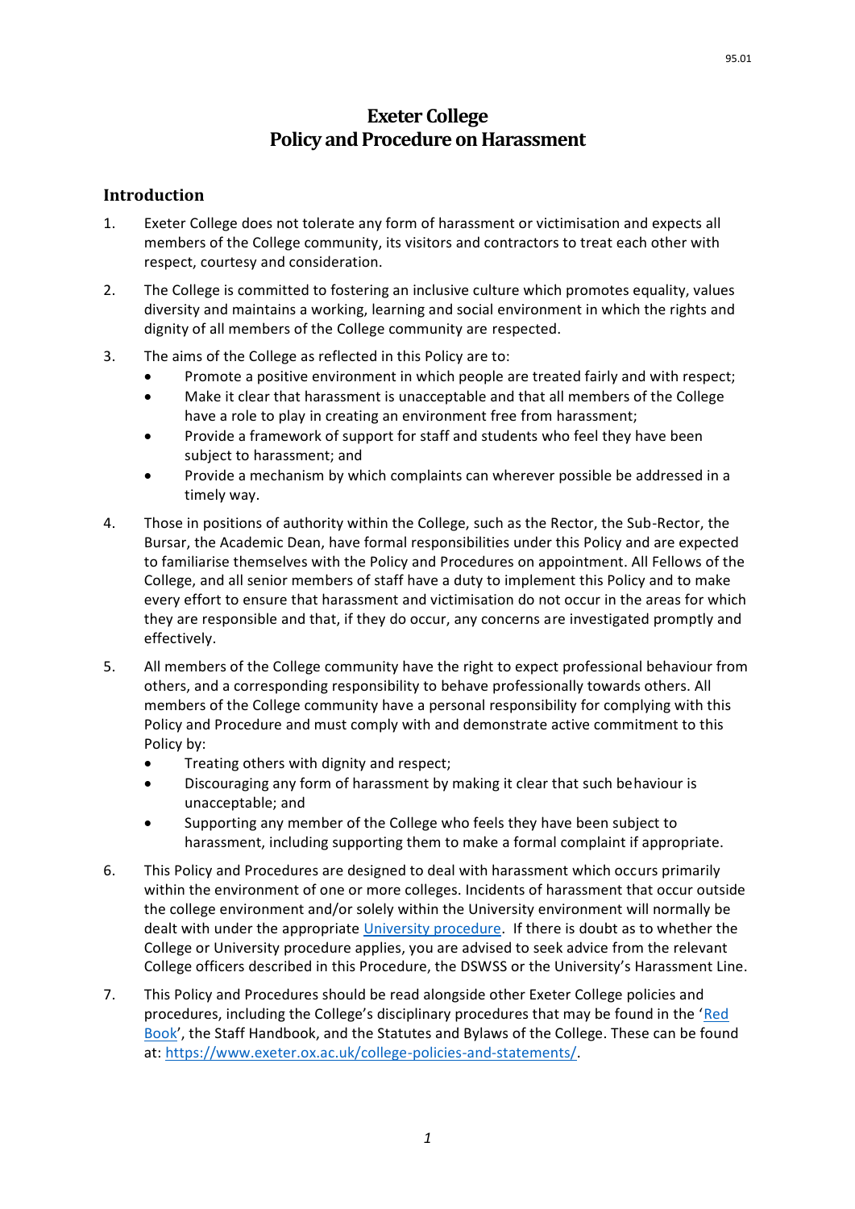# Exeter College
# Policy and Procedure on Harassment

## Introduction

1. Exeter College does not tolerate any form of harassment or victimisation and expects all members of the College community, its visitors and contractors to treat each other with respect, courtesy and consideration.

2. The College is committed to fostering an inclusive culture which promotes equality, values diversity and maintains a working, learning and social environment in which the rights and dignity of all members of the College community are respected.

3. The aims of the College as reflected in this Policy are to:
   - Promote a positive environment in which people are treated fairly and with respect;
   - Make it clear that harassment is unacceptable and that all members of the College have a role to play in creating an environment free from harassment;
   - Provide a framework of support for staff and students who feel they have been subject to harassment; and
   - Provide a mechanism by which complaints can wherever possible be addressed in a timely way.

4. Those in positions of authority within the College, such as the Rector, the Sub-Rector, the Bursar, the Academic Dean, have formal responsibilities under this Policy and are expected to familiarise themselves with the Policy and Procedures on appointment. All Fellows of the College, and all senior members of staff have a duty to implement this Policy and to make every effort to ensure that harassment and victimisation do not occur in the areas for which they are responsible and that, if they do occur, any concerns are investigated promptly and effectively.

5. All members of the College community have the right to expect professional behaviour from others, and a corresponding responsibility to behave professionally towards others. All members of the College community have a personal responsibility for complying with this Policy and Procedure and must comply with and demonstrate active commitment to this Policy by:
   - Treating others with dignity and respect;
   - Discouraging any form of harassment by making it clear that such behaviour is unacceptable; and
   - Supporting any member of the College who feels they have been subject to harassment, including supporting them to make a formal complaint if appropriate.

6. This Policy and Procedures are designed to deal with harassment which occurs primarily within the environment of one or more colleges. Incidents of harassment that occur outside the college environment and/or solely within the University environment will normally be dealt with under the appropriate University procedure. If there is doubt as to whether the College or University procedure applies, you are advised to seek advice from the relevant College officers described in this Procedure, the DSWSS or the University's Harassment Line.

7. This Policy and Procedures should be read alongside other Exeter College policies and procedures, including the College's disciplinary procedures that may be found in the 'Red Book', the Staff Handbook, and the Statutes and Bylaws of the College. These can be found at: https://www.exeter.ox.ac.uk/college-policies-and-statements/.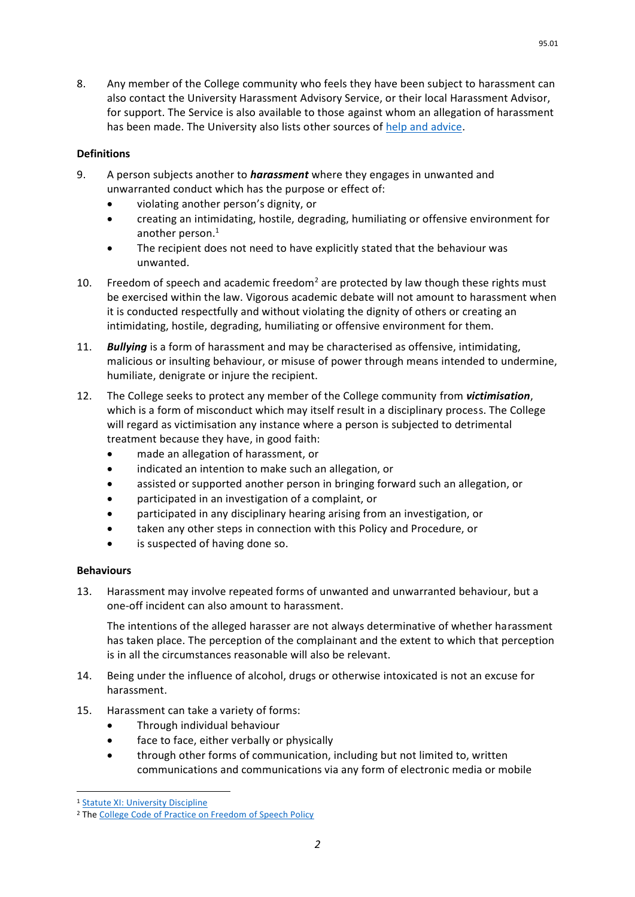8. Any member of the College community who feels they have been subject to harassment can also contact the University Harassment Advisory Service, or their local Harassment Advisor, for support. The Service is also available to those against whom an allegation of harassment has been made. The University also lists other sources of help and advice.

**Definitions**

9. A person subjects another to ***harassment*** where they engages in unwanted and unwarranted conduct which has the purpose or effect of:
   - violating another person's dignity, or
   - creating an intimidating, hostile, degrading, humiliating or offensive environment for another person.[1]
   - The recipient does not need to have explicitly stated that the behaviour was unwanted.

10. Freedom of speech and academic freedom[2] are protected by law though these rights must be exercised within the law. Vigorous academic debate will not amount to harassment when it is conducted respectfully and without violating the dignity of others or creating an intimidating, hostile, degrading, humiliating or offensive environment for them.

11. ***Bullying*** is a form of harassment and may be characterised as offensive, intimidating, malicious or insulting behaviour, or misuse of power through means intended to undermine, humiliate, denigrate or injure the recipient.

12. The College seeks to protect any member of the College community from ***victimisation***, which is a form of misconduct which may itself result in a disciplinary process. The College will regard as victimisation any instance where a person is subjected to detrimental treatment because they have, in good faith:
   - made an allegation of harassment, or
   - indicated an intention to make such an allegation, or
   - assisted or supported another person in bringing forward such an allegation, or
   - participated in an investigation of a complaint, or
   - participated in any disciplinary hearing arising from an investigation, or
   - taken any other steps in connection with this Policy and Procedure, or
   - is suspected of having done so.

**Behaviours**

13. Harassment may involve repeated forms of unwanted and unwarranted behaviour, but a one-off incident can also amount to harassment.

    The intentions of the alleged harasser are not always determinative of whether harassment has taken place. The perception of the complainant and the extent to which that perception is in all the circumstances reasonable will also be relevant.

14. Being under the influence of alcohol, drugs or otherwise intoxicated is not an excuse for harassment.

15. Harassment can take a variety of forms:
   - Through individual behaviour
   - face to face, either verbally or physically
   - through other forms of communication, including but not limited to, written communications and communications via any form of electronic media or mobile

[1] Statute XI: University Discipline

[2] The College Code of Practice on Freedom of Speech Policy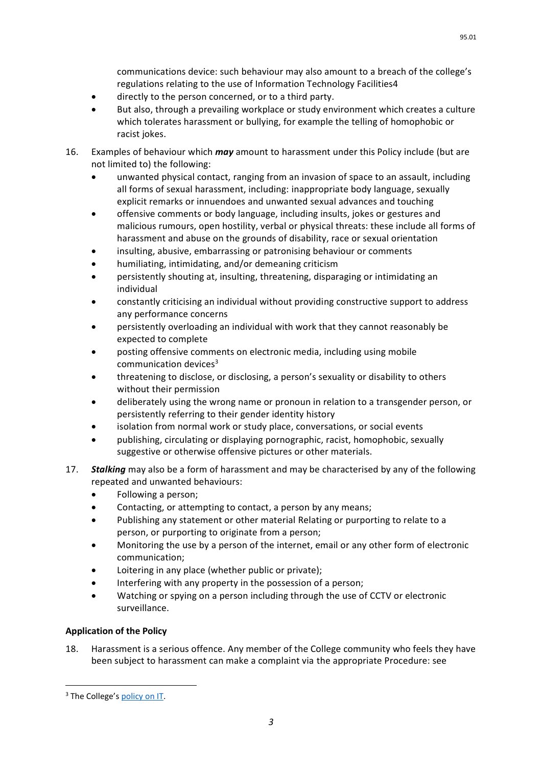communications device: such behaviour may also amount to a breach of the college's regulations relating to the use of Information Technology Facilities4

- directly to the person concerned, or to a third party.
- But also, through a prevailing workplace or study environment which creates a culture which tolerates harassment or bullying, for example the telling of homophobic or racist jokes.

16. Examples of behaviour which ***may*** amount to harassment under this Policy include (but are not limited to) the following:
    - unwanted physical contact, ranging from an invasion of space to an assault, including all forms of sexual harassment, including: inappropriate body language, sexually explicit remarks or innuendoes and unwanted sexual advances and touching
    - offensive comments or body language, including insults, jokes or gestures and malicious rumours, open hostility, verbal or physical threats: these include all forms of harassment and abuse on the grounds of disability, race or sexual orientation
    - insulting, abusive, embarrassing or patronising behaviour or comments
    - humiliating, intimidating, and/or demeaning criticism
    - persistently shouting at, insulting, threatening, disparaging or intimidating an individual
    - constantly criticising an individual without providing constructive support to address any performance concerns
    - persistently overloading an individual with work that they cannot reasonably be expected to complete
    - posting offensive comments on electronic media, including using mobile communication devices[3]
    - threatening to disclose, or disclosing, a person's sexuality or disability to others without their permission
    - deliberately using the wrong name or pronoun in relation to a transgender person, or persistently referring to their gender identity history
    - isolation from normal work or study place, conversations, or social events
    - publishing, circulating or displaying pornographic, racist, homophobic, sexually suggestive or otherwise offensive pictures or other materials.

17. ***Stalking*** may also be a form of harassment and may be characterised by any of the following repeated and unwanted behaviours:
    - Following a person;
    - Contacting, or attempting to contact, a person by any means;
    - Publishing any statement or other material Relating or purporting to relate to a person, or purporting to originate from a person;
    - Monitoring the use by a person of the internet, email or any other form of electronic communication;
    - Loitering in any place (whether public or private);
    - Interfering with any property in the possession of a person;
    - Watching or spying on a person including through the use of CCTV or electronic surveillance.

**Application of the Policy**

18. Harassment is a serious offence. Any member of the College community who feels they have been subject to harassment can make a complaint via the appropriate Procedure: see

---

[3] The College's policy on IT.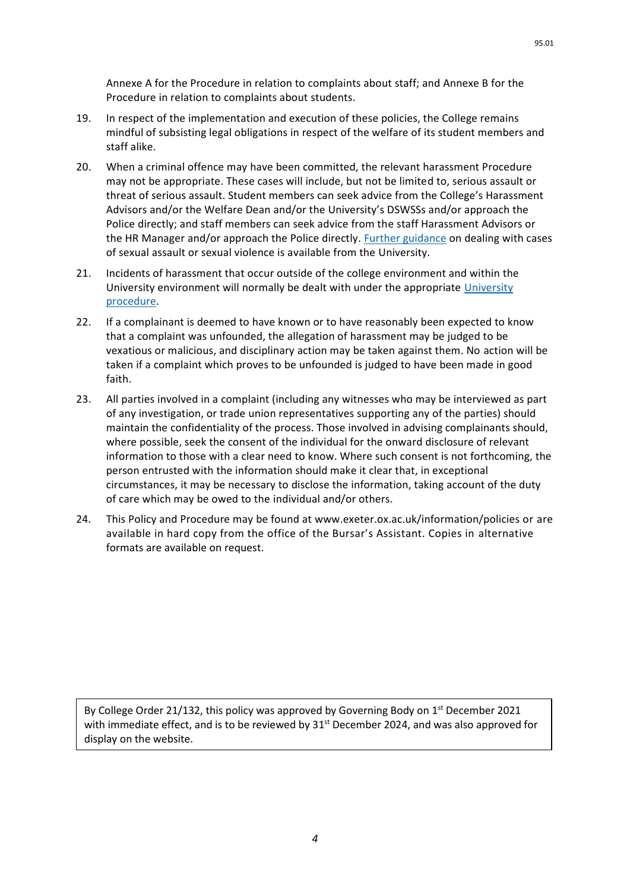Annexe A for the Procedure in relation to complaints about staff; and Annexe B for the Procedure in relation to complaints about students.

19. In respect of the implementation and execution of these policies, the College remains mindful of subsisting legal obligations in respect of the welfare of its student members and staff alike.

20. When a criminal offence may have been committed, the relevant harassment Procedure may not be appropriate. These cases will include, but not be limited to, serious assault or threat of serious assault. Student members can seek advice from the College's Harassment Advisors and/or the Welfare Dean and/or the University's DSWSSs and/or approach the Police directly; and staff members can seek advice from the staff Harassment Advisors or the HR Manager and/or approach the Police directly. Further guidance on dealing with cases of sexual assault or sexual violence is available from the University.

21. Incidents of harassment that occur outside of the college environment and within the University environment will normally be dealt with under the appropriate University procedure.

22. If a complainant is deemed to have known or to have reasonably been expected to know that a complaint was unfounded, the allegation of harassment may be judged to be vexatious or malicious, and disciplinary action may be taken against them. No action will be taken if a complaint which proves to be unfounded is judged to have been made in good faith.

23. All parties involved in a complaint (including any witnesses who may be interviewed as part of any investigation, or trade union representatives supporting any of the parties) should maintain the confidentiality of the process. Those involved in advising complainants should, where possible, seek the consent of the individual for the onward disclosure of relevant information to those with a clear need to know. Where such consent is not forthcoming, the person entrusted with the information should make it clear that, in exceptional circumstances, it may be necessary to disclose the information, taking account of the duty of care which may be owed to the individual and/or others.

24. This Policy and Procedure may be found at www.exeter.ox.ac.uk/information/policies or are available in hard copy from the office of the Bursar's Assistant. Copies in alternative formats are available on request.

By College Order 21/132, this policy was approved by Governing Body on 1st December 2021 with immediate effect, and is to be reviewed by 31st December 2024, and was also approved for display on the website.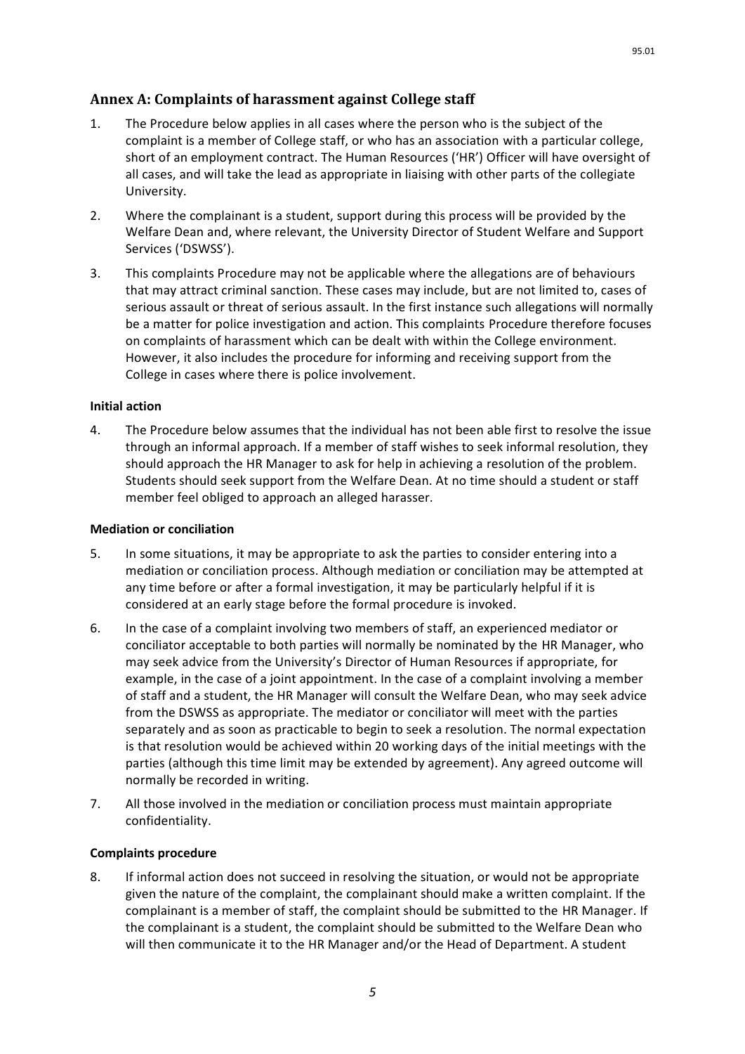## Annex A: Complaints of harassment against College staff

1. The Procedure below applies in all cases where the person who is the subject of the complaint is a member of College staff, or who has an association with a particular college, short of an employment contract. The Human Resources ('HR') Officer will have oversight of all cases, and will take the lead as appropriate in liaising with other parts of the collegiate University.

2. Where the complainant is a student, support during this process will be provided by the Welfare Dean and, where relevant, the University Director of Student Welfare and Support Services ('DSWSS').

3. This complaints Procedure may not be applicable where the allegations are of behaviours that may attract criminal sanction. These cases may include, but are not limited to, cases of serious assault or threat of serious assault. In the first instance such allegations will normally be a matter for police investigation and action. This complaints Procedure therefore focuses on complaints of harassment which can be dealt with within the College environment. However, it also includes the procedure for informing and receiving support from the College in cases where there is police involvement.

**Initial action**

4. The Procedure below assumes that the individual has not been able first to resolve the issue through an informal approach. If a member of staff wishes to seek informal resolution, they should approach the HR Manager to ask for help in achieving a resolution of the problem. Students should seek support from the Welfare Dean. At no time should a student or staff member feel obliged to approach an alleged harasser.

**Mediation or conciliation**

5. In some situations, it may be appropriate to ask the parties to consider entering into a mediation or conciliation process. Although mediation or conciliation may be attempted at any time before or after a formal investigation, it may be particularly helpful if it is considered at an early stage before the formal procedure is invoked.

6. In the case of a complaint involving two members of staff, an experienced mediator or conciliator acceptable to both parties will normally be nominated by the HR Manager, who may seek advice from the University's Director of Human Resources if appropriate, for example, in the case of a joint appointment. In the case of a complaint involving a member of staff and a student, the HR Manager will consult the Welfare Dean, who may seek advice from the DSWSS as appropriate. The mediator or conciliator will meet with the parties separately and as soon as practicable to begin to seek a resolution. The normal expectation is that resolution would be achieved within 20 working days of the initial meetings with the parties (although this time limit may be extended by agreement). Any agreed outcome will normally be recorded in writing.

7. All those involved in the mediation or conciliation process must maintain appropriate confidentiality.

**Complaints procedure**

8. If informal action does not succeed in resolving the situation, or would not be appropriate given the nature of the complaint, the complainant should make a written complaint. If the complainant is a member of staff, the complaint should be submitted to the HR Manager. If the complainant is a student, the complaint should be submitted to the Welfare Dean who will then communicate it to the HR Manager and/or the Head of Department. A student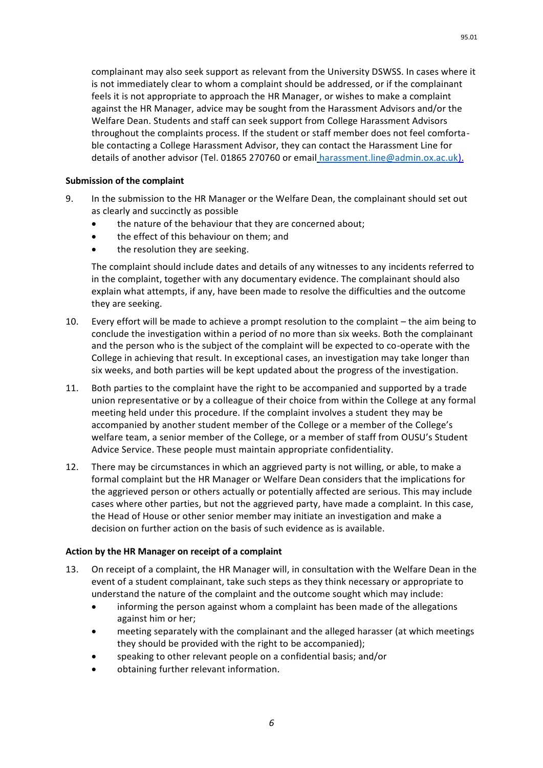complainant may also seek support as relevant from the University DSWSS. In cases where it is not immediately clear to whom a complaint should be addressed, or if the complainant feels it is not appropriate to approach the HR Manager, or wishes to make a complaint against the HR Manager, advice may be sought from the Harassment Advisors and/or the Welfare Dean. Students and staff can seek support from College Harassment Advisors throughout the complaints process. If the student or staff member does not feel comfortable contacting a College Harassment Advisor, they can contact the Harassment Line for details of another advisor (Tel. 01865 270760 or email harassment.line@admin.ox.ac.uk).

**Submission of the complaint**

9. In the submission to the HR Manager or the Welfare Dean, the complainant should set out as clearly and succinctly as possible
   - the nature of the behaviour that they are concerned about;
   - the effect of this behaviour on them; and
   - the resolution they are seeking.

   The complaint should include dates and details of any witnesses to any incidents referred to in the complaint, together with any documentary evidence. The complainant should also explain what attempts, if any, have been made to resolve the difficulties and the outcome they are seeking.

10. Every effort will be made to achieve a prompt resolution to the complaint – the aim being to conclude the investigation within a period of no more than six weeks. Both the complainant and the person who is the subject of the complaint will be expected to co-operate with the College in achieving that result. In exceptional cases, an investigation may take longer than six weeks, and both parties will be kept updated about the progress of the investigation.

11. Both parties to the complaint have the right to be accompanied and supported by a trade union representative or by a colleague of their choice from within the College at any formal meeting held under this procedure. If the complaint involves a student they may be accompanied by another student member of the College or a member of the College's welfare team, a senior member of the College, or a member of staff from OUSU's Student Advice Service. These people must maintain appropriate confidentiality.

12. There may be circumstances in which an aggrieved party is not willing, or able, to make a formal complaint but the HR Manager or Welfare Dean considers that the implications for the aggrieved person or others actually or potentially affected are serious. This may include cases where other parties, but not the aggrieved party, have made a complaint. In this case, the Head of House or other senior member may initiate an investigation and make a decision on further action on the basis of such evidence as is available.

**Action by the HR Manager on receipt of a complaint**

13. On receipt of a complaint, the HR Manager will, in consultation with the Welfare Dean in the event of a student complainant, take such steps as they think necessary or appropriate to understand the nature of the complaint and the outcome sought which may include:
   - informing the person against whom a complaint has been made of the allegations against him or her;
   - meeting separately with the complainant and the alleged harasser (at which meetings they should be provided with the right to be accompanied);
   - speaking to other relevant people on a confidential basis; and/or
   - obtaining further relevant information.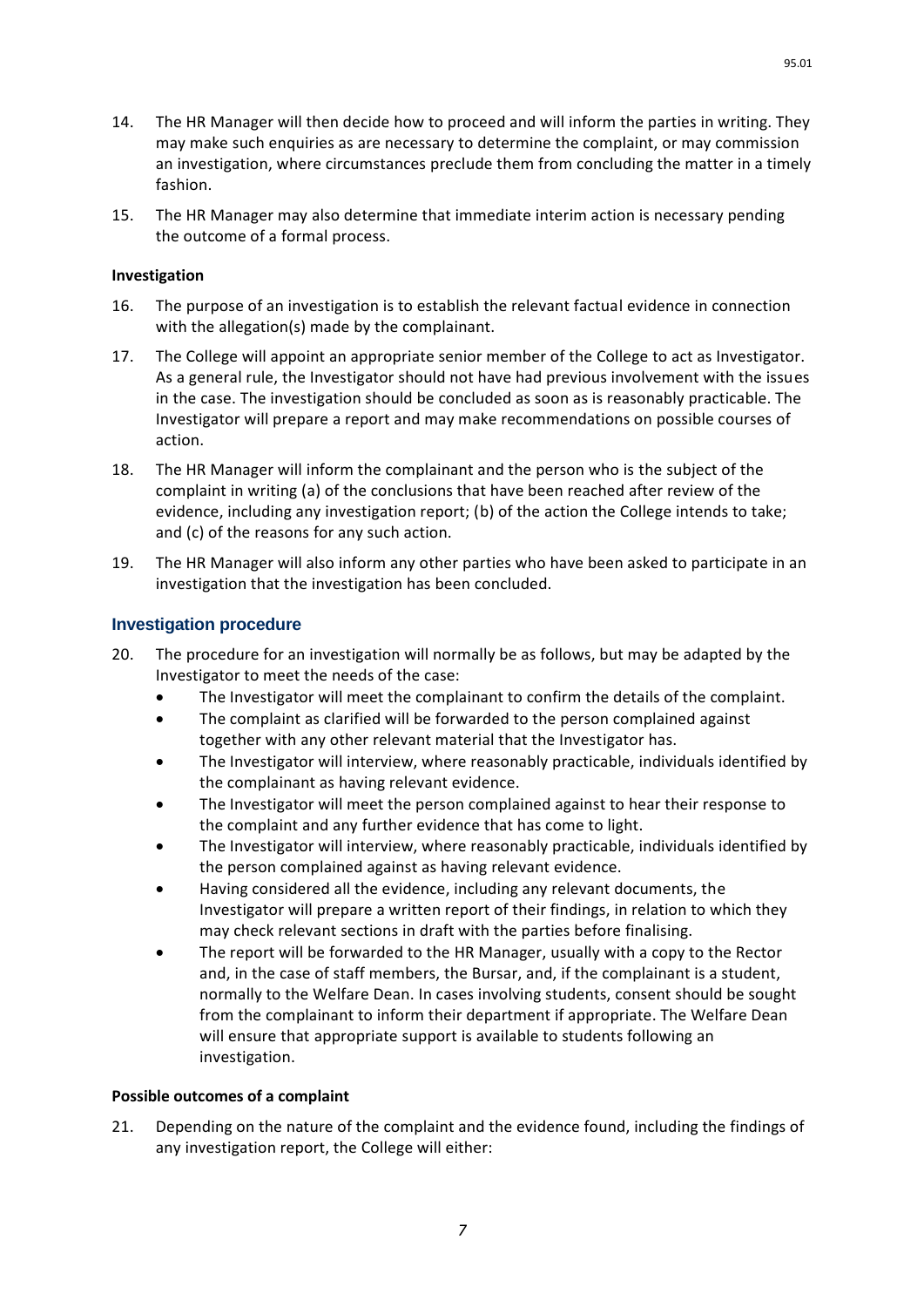14. The HR Manager will then decide how to proceed and will inform the parties in writing. They may make such enquiries as are necessary to determine the complaint, or may commission an investigation, where circumstances preclude them from concluding the matter in a timely fashion.

15. The HR Manager may also determine that immediate interim action is necessary pending the outcome of a formal process.

**Investigation**

16. The purpose of an investigation is to establish the relevant factual evidence in connection with the allegation(s) made by the complainant.

17. The College will appoint an appropriate senior member of the College to act as Investigator. As a general rule, the Investigator should not have had previous involvement with the issues in the case. The investigation should be concluded as soon as is reasonably practicable. The Investigator will prepare a report and may make recommendations on possible courses of action.

18. The HR Manager will inform the complainant and the person who is the subject of the complaint in writing (a) of the conclusions that have been reached after review of the evidence, including any investigation report; (b) of the action the College intends to take; and (c) of the reasons for any such action.

19. The HR Manager will also inform any other parties who have been asked to participate in an investigation that the investigation has been concluded.

## Investigation procedure

20. The procedure for an investigation will normally be as follows, but may be adapted by the Investigator to meet the needs of the case:
    - The Investigator will meet the complainant to confirm the details of the complaint.
    - The complaint as clarified will be forwarded to the person complained against together with any other relevant material that the Investigator has.
    - The Investigator will interview, where reasonably practicable, individuals identified by the complainant as having relevant evidence.
    - The Investigator will meet the person complained against to hear their response to the complaint and any further evidence that has come to light.
    - The Investigator will interview, where reasonably practicable, individuals identified by the person complained against as having relevant evidence.
    - Having considered all the evidence, including any relevant documents, the Investigator will prepare a written report of their findings, in relation to which they may check relevant sections in draft with the parties before finalising.
    - The report will be forwarded to the HR Manager, usually with a copy to the Rector and, in the case of staff members, the Bursar, and, if the complainant is a student, normally to the Welfare Dean. In cases involving students, consent should be sought from the complainant to inform their department if appropriate. The Welfare Dean will ensure that appropriate support is available to students following an investigation.

**Possible outcomes of a complaint**

21. Depending on the nature of the complaint and the evidence found, including the findings of any investigation report, the College will either: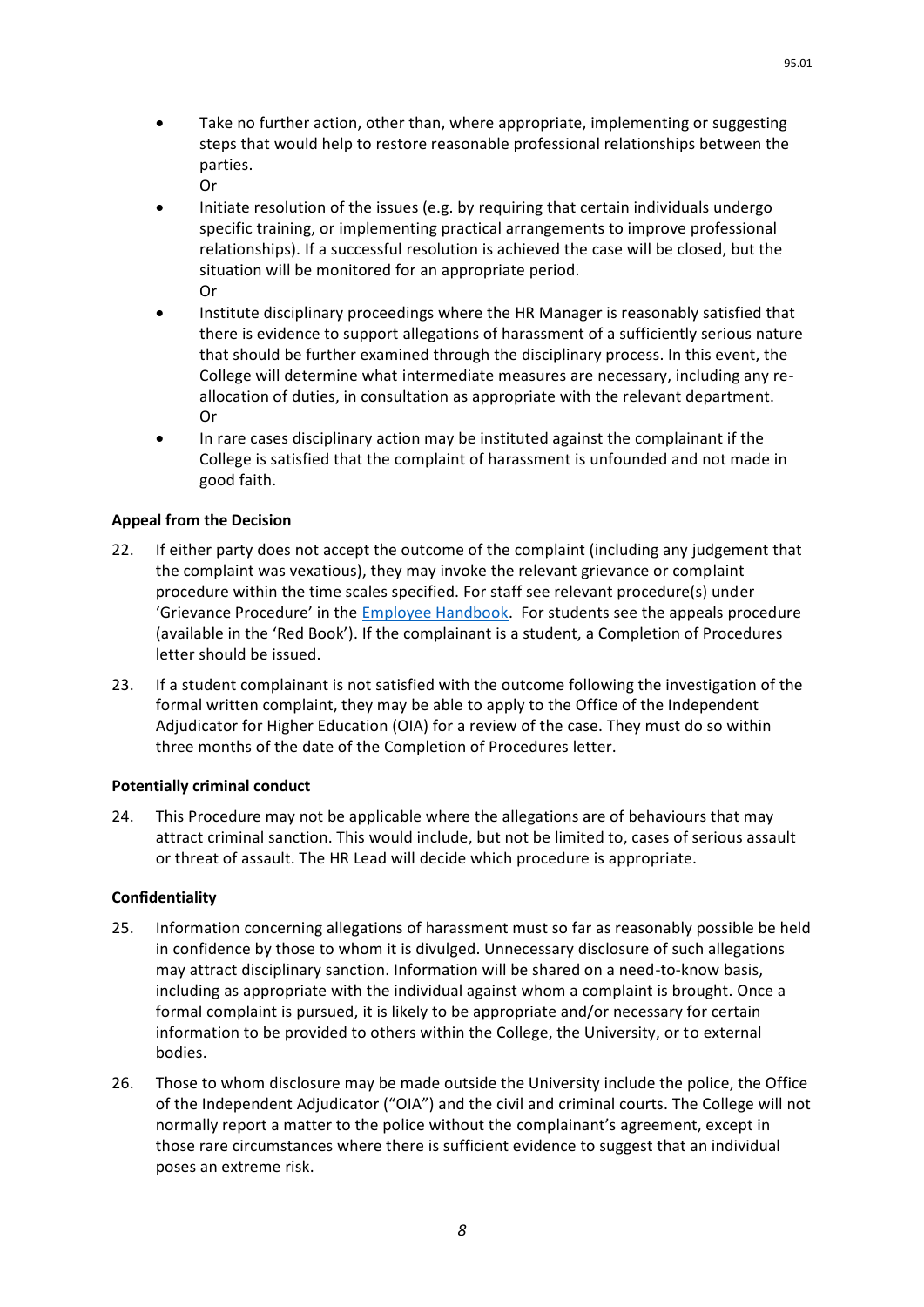- Take no further action, other than, where appropriate, implementing or suggesting steps that would help to restore reasonable professional relationships between the parties.

  Or
- Initiate resolution of the issues (e.g. by requiring that certain individuals undergo specific training, or implementing practical arrangements to improve professional relationships). If a successful resolution is achieved the case will be closed, but the situation will be monitored for an appropriate period.

  Or
- Institute disciplinary proceedings where the HR Manager is reasonably satisfied that there is evidence to support allegations of harassment of a sufficiently serious nature that should be further examined through the disciplinary process. In this event, the College will determine what intermediate measures are necessary, including any re-allocation of duties, in consultation as appropriate with the relevant department.

  Or
- In rare cases disciplinary action may be instituted against the complainant if the College is satisfied that the complaint of harassment is unfounded and not made in good faith.

**Appeal from the Decision**

22. If either party does not accept the outcome of the complaint (including any judgement that the complaint was vexatious), they may invoke the relevant grievance or complaint procedure within the time scales specified. For staff see relevant procedure(s) under 'Grievance Procedure' in the Employee Handbook. For students see the appeals procedure (available in the 'Red Book'). If the complainant is a student, a Completion of Procedures letter should be issued.

23. If a student complainant is not satisfied with the outcome following the investigation of the formal written complaint, they may be able to apply to the Office of the Independent Adjudicator for Higher Education (OIA) for a review of the case. They must do so within three months of the date of the Completion of Procedures letter.

**Potentially criminal conduct**

24. This Procedure may not be applicable where the allegations are of behaviours that may attract criminal sanction. This would include, but not be limited to, cases of serious assault or threat of assault. The HR Lead will decide which procedure is appropriate.

**Confidentiality**

25. Information concerning allegations of harassment must so far as reasonably possible be held in confidence by those to whom it is divulged. Unnecessary disclosure of such allegations may attract disciplinary sanction. Information will be shared on a need-to-know basis, including as appropriate with the individual against whom a complaint is brought. Once a formal complaint is pursued, it is likely to be appropriate and/or necessary for certain information to be provided to others within the College, the University, or to external bodies.

26. Those to whom disclosure may be made outside the University include the police, the Office of the Independent Adjudicator ("OIA") and the civil and criminal courts. The College will not normally report a matter to the police without the complainant's agreement, except in those rare circumstances where there is sufficient evidence to suggest that an individual poses an extreme risk.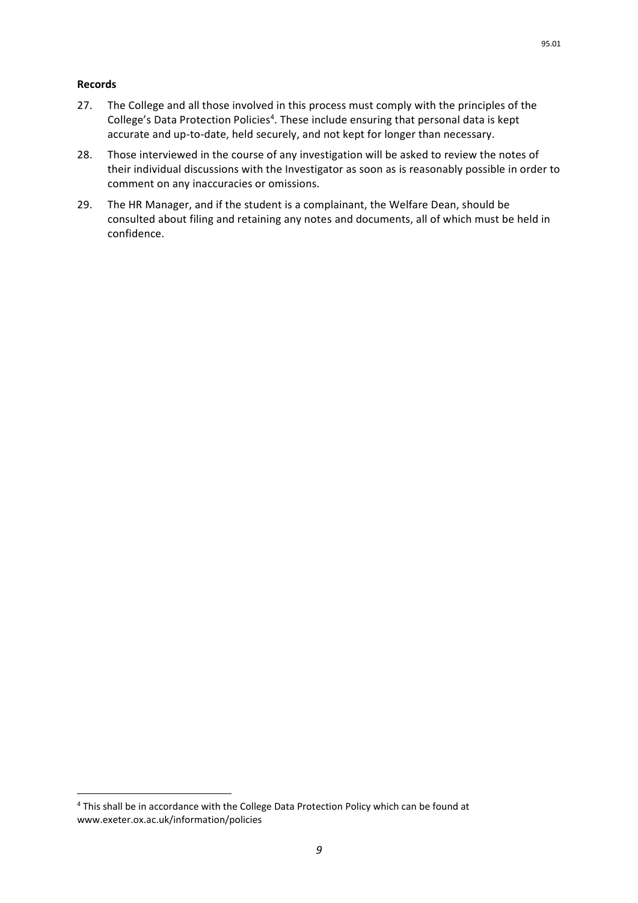**Records**

27. The College and all those involved in this process must comply with the principles of the College's Data Protection Policies[4]. These include ensuring that personal data is kept accurate and up-to-date, held securely, and not kept for longer than necessary.

28. Those interviewed in the course of any investigation will be asked to review the notes of their individual discussions with the Investigator as soon as is reasonably possible in order to comment on any inaccuracies or omissions.

29. The HR Manager, and if the student is a complainant, the Welfare Dean, should be consulted about filing and retaining any notes and documents, all of which must be held in confidence.

[4] This shall be in accordance with the College Data Protection Policy which can be found at www.exeter.ox.ac.uk/information/policies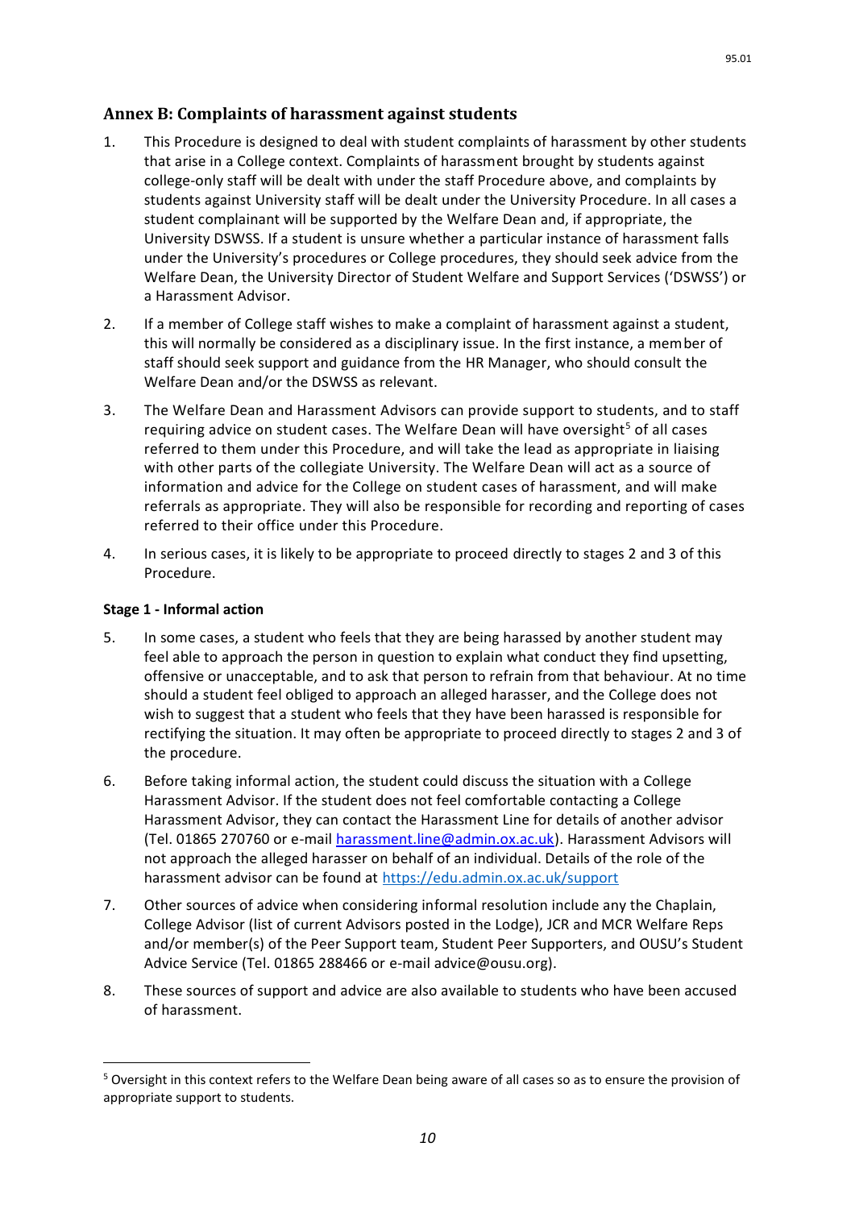## Annex B: Complaints of harassment against students

1. This Procedure is designed to deal with student complaints of harassment by other students that arise in a College context. Complaints of harassment brought by students against college-only staff will be dealt with under the staff Procedure above, and complaints by students against University staff will be dealt under the University Procedure. In all cases a student complainant will be supported by the Welfare Dean and, if appropriate, the University DSWSS. If a student is unsure whether a particular instance of harassment falls under the University's procedures or College procedures, they should seek advice from the Welfare Dean, the University Director of Student Welfare and Support Services ('DSWSS') or a Harassment Advisor.

2. If a member of College staff wishes to make a complaint of harassment against a student, this will normally be considered as a disciplinary issue. In the first instance, a member of staff should seek support and guidance from the HR Manager, who should consult the Welfare Dean and/or the DSWSS as relevant.

3. The Welfare Dean and Harassment Advisors can provide support to students, and to staff requiring advice on student cases. The Welfare Dean will have oversight[5] of all cases referred to them under this Procedure, and will take the lead as appropriate in liaising with other parts of the collegiate University. The Welfare Dean will act as a source of information and advice for the College on student cases of harassment, and will make referrals as appropriate. They will also be responsible for recording and reporting of cases referred to their office under this Procedure.

4. In serious cases, it is likely to be appropriate to proceed directly to stages 2 and 3 of this Procedure.

**Stage 1 - Informal action**

5. In some cases, a student who feels that they are being harassed by another student may feel able to approach the person in question to explain what conduct they find upsetting, offensive or unacceptable, and to ask that person to refrain from that behaviour. At no time should a student feel obliged to approach an alleged harasser, and the College does not wish to suggest that a student who feels that they have been harassed is responsible for rectifying the situation. It may often be appropriate to proceed directly to stages 2 and 3 of the procedure.

6. Before taking informal action, the student could discuss the situation with a College Harassment Advisor. If the student does not feel comfortable contacting a College Harassment Advisor, they can contact the Harassment Line for details of another advisor (Tel. 01865 270760 or e-mail harassment.line@admin.ox.ac.uk). Harassment Advisors will not approach the alleged harasser on behalf of an individual. Details of the role of the harassment advisor can be found at https://edu.admin.ox.ac.uk/support

7. Other sources of advice when considering informal resolution include any the Chaplain, College Advisor (list of current Advisors posted in the Lodge), JCR and MCR Welfare Reps and/or member(s) of the Peer Support team, Student Peer Supporters, and OUSU's Student Advice Service (Tel. 01865 288466 or e-mail advice@ousu.org).

8. These sources of support and advice are also available to students who have been accused of harassment.

---

[5] Oversight in this context refers to the Welfare Dean being aware of all cases so as to ensure the provision of appropriate support to students.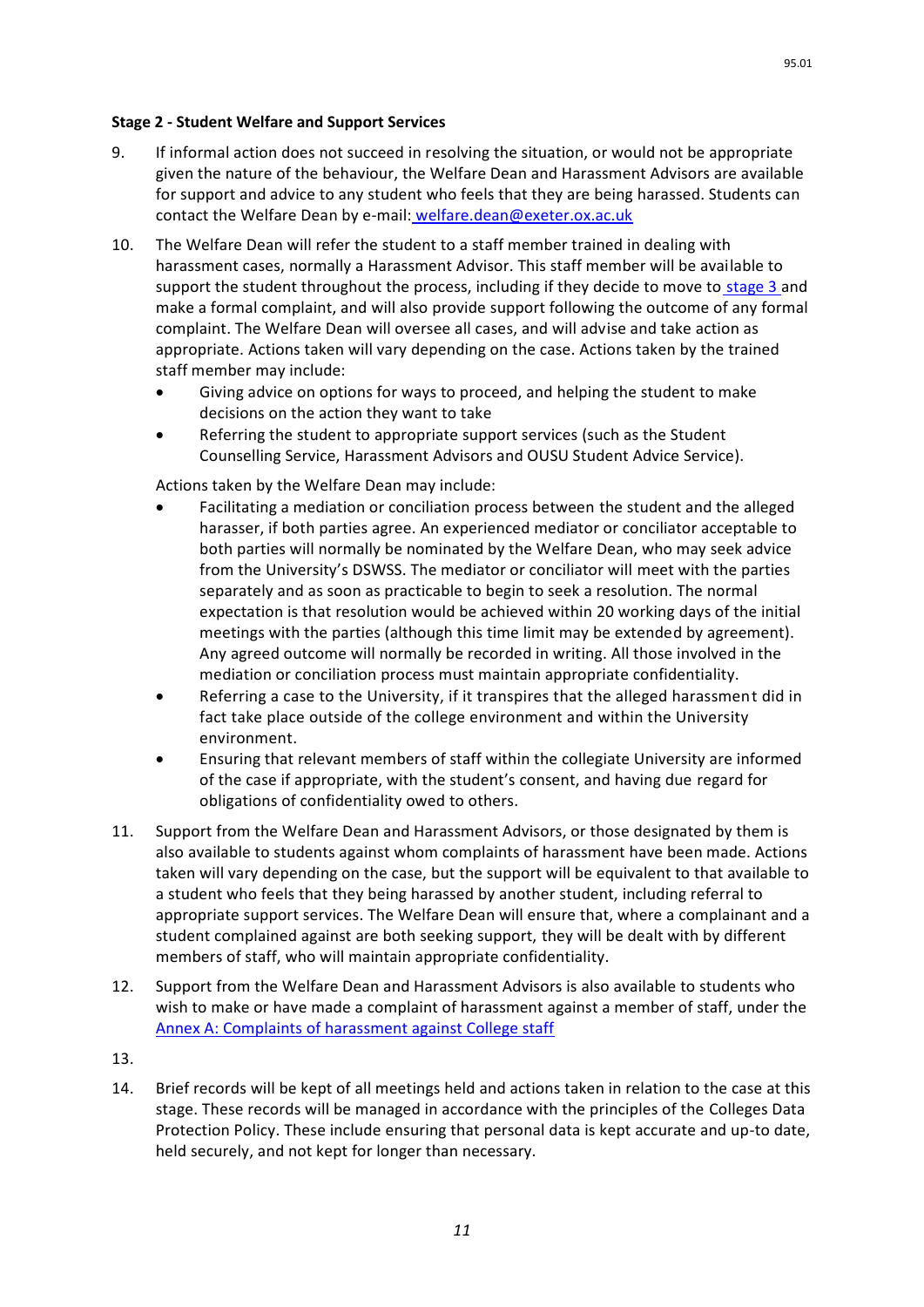**Stage 2 - Student Welfare and Support Services**

9. If informal action does not succeed in resolving the situation, or would not be appropriate given the nature of the behaviour, the Welfare Dean and Harassment Advisors are available for support and advice to any student who feels that they are being harassed. Students can contact the Welfare Dean by e-mail: welfare.dean@exeter.ox.ac.uk

10. The Welfare Dean will refer the student to a staff member trained in dealing with harassment cases, normally a Harassment Advisor. This staff member will be available to support the student throughout the process, including if they decide to move to stage 3 and make a formal complaint, and will also provide support following the outcome of any formal complaint. The Welfare Dean will oversee all cases, and will advise and take action as appropriate. Actions taken will vary depending on the case. Actions taken by the trained staff member may include:
    - Giving advice on options for ways to proceed, and helping the student to make decisions on the action they want to take
    - Referring the student to appropriate support services (such as the Student Counselling Service, Harassment Advisors and OUSU Student Advice Service).

    Actions taken by the Welfare Dean may include:
    - Facilitating a mediation or conciliation process between the student and the alleged harasser, if both parties agree. An experienced mediator or conciliator acceptable to both parties will normally be nominated by the Welfare Dean, who may seek advice from the University's DSWSS. The mediator or conciliator will meet with the parties separately and as soon as practicable to begin to seek a resolution. The normal expectation is that resolution would be achieved within 20 working days of the initial meetings with the parties (although this time limit may be extended by agreement). Any agreed outcome will normally be recorded in writing. All those involved in the mediation or conciliation process must maintain appropriate confidentiality.
    - Referring a case to the University, if it transpires that the alleged harassment did in fact take place outside of the college environment and within the University environment.
    - Ensuring that relevant members of staff within the collegiate University are informed of the case if appropriate, with the student's consent, and having due regard for obligations of confidentiality owed to others.

11. Support from the Welfare Dean and Harassment Advisors, or those designated by them is also available to students against whom complaints of harassment have been made. Actions taken will vary depending on the case, but the support will be equivalent to that available to a student who feels that they being harassed by another student, including referral to appropriate support services. The Welfare Dean will ensure that, where a complainant and a student complained against are both seeking support, they will be dealt with by different members of staff, who will maintain appropriate confidentiality.

12. Support from the Welfare Dean and Harassment Advisors is also available to students who wish to make or have made a complaint of harassment against a member of staff, under the Annex A: Complaints of harassment against College staff

13.

14. Brief records will be kept of all meetings held and actions taken in relation to the case at this stage. These records will be managed in accordance with the principles of the Colleges Data Protection Policy. These include ensuring that personal data is kept accurate and up-to date, held securely, and not kept for longer than necessary.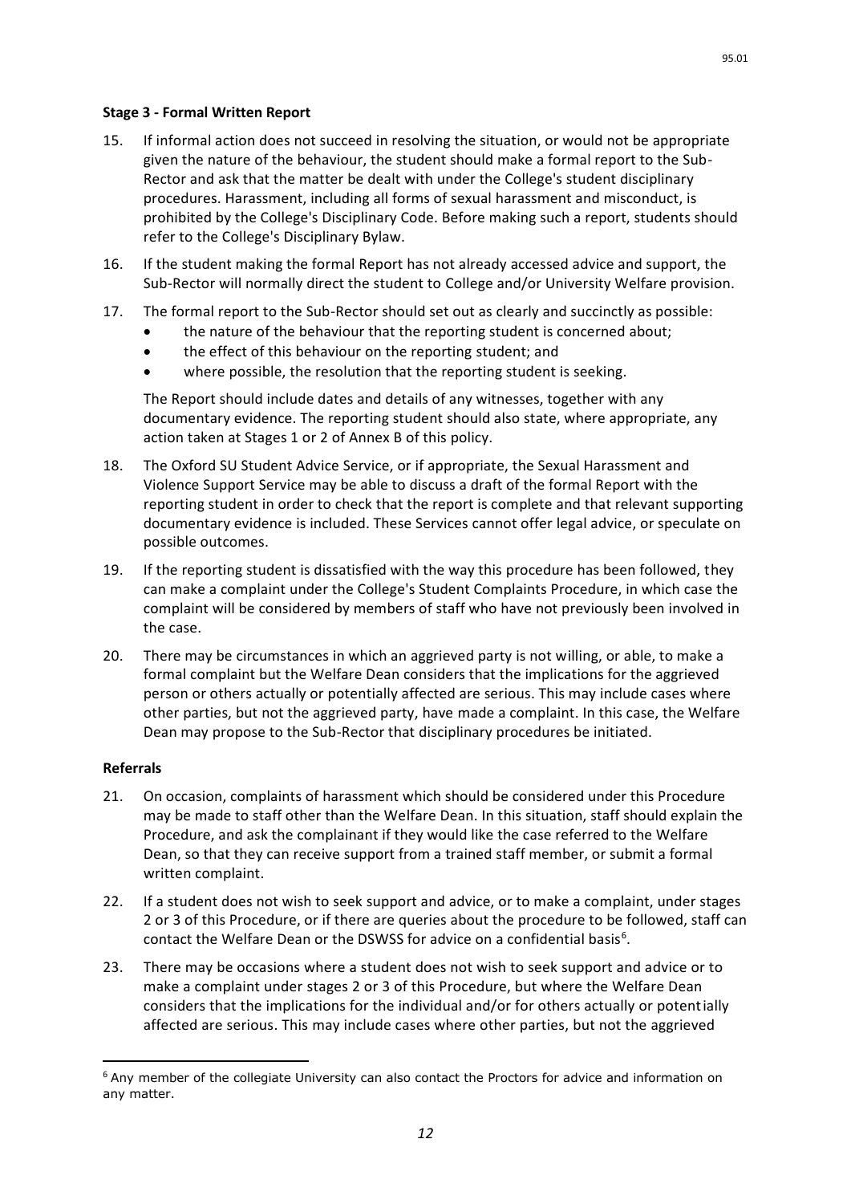**Stage 3 - Formal Written Report**

15. If informal action does not succeed in resolving the situation, or would not be appropriate given the nature of the behaviour, the student should make a formal report to the Sub-Rector and ask that the matter be dealt with under the College's student disciplinary procedures. Harassment, including all forms of sexual harassment and misconduct, is prohibited by the College's Disciplinary Code. Before making such a report, students should refer to the College's Disciplinary Bylaw.

16. If the student making the formal Report has not already accessed advice and support, the Sub-Rector will normally direct the student to College and/or University Welfare provision.

17. The formal report to the Sub-Rector should set out as clearly and succinctly as possible:
    - the nature of the behaviour that the reporting student is concerned about;
    - the effect of this behaviour on the reporting student; and
    - where possible, the resolution that the reporting student is seeking.

    The Report should include dates and details of any witnesses, together with any documentary evidence. The reporting student should also state, where appropriate, any action taken at Stages 1 or 2 of Annex B of this policy.

18. The Oxford SU Student Advice Service, or if appropriate, the Sexual Harassment and Violence Support Service may be able to discuss a draft of the formal Report with the reporting student in order to check that the report is complete and that relevant supporting documentary evidence is included. These Services cannot offer legal advice, or speculate on possible outcomes.

19. If the reporting student is dissatisfied with the way this procedure has been followed, they can make a complaint under the College's Student Complaints Procedure, in which case the complaint will be considered by members of staff who have not previously been involved in the case.

20. There may be circumstances in which an aggrieved party is not willing, or able, to make a formal complaint but the Welfare Dean considers that the implications for the aggrieved person or others actually or potentially affected are serious. This may include cases where other parties, but not the aggrieved party, have made a complaint. In this case, the Welfare Dean may propose to the Sub-Rector that disciplinary procedures be initiated.

**Referrals**

21. On occasion, complaints of harassment which should be considered under this Procedure may be made to staff other than the Welfare Dean. In this situation, staff should explain the Procedure, and ask the complainant if they would like the case referred to the Welfare Dean, so that they can receive support from a trained staff member, or submit a formal written complaint.

22. If a student does not wish to seek support and advice, or to make a complaint, under stages 2 or 3 of this Procedure, or if there are queries about the procedure to be followed, staff can contact the Welfare Dean or the DSWSS for advice on a confidential basis[6].

23. There may be occasions where a student does not wish to seek support and advice or to make a complaint under stages 2 or 3 of this Procedure, but where the Welfare Dean considers that the implications for the individual and/or for others actually or potentially affected are serious. This may include cases where other parties, but not the aggrieved

[6] Any member of the collegiate University can also contact the Proctors for advice and information on any matter.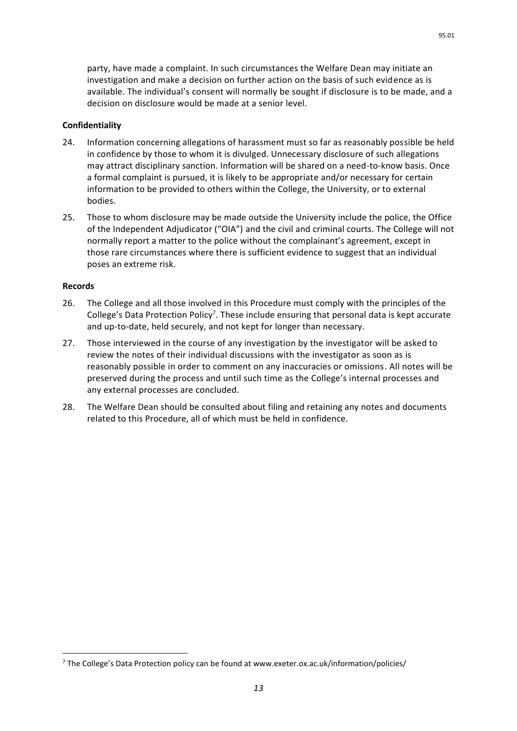party, have made a complaint. In such circumstances the Welfare Dean may initiate an investigation and make a decision on further action on the basis of such evidence as is available. The individual's consent will normally be sought if disclosure is to be made, and a decision on disclosure would be made at a senior level.

**Confidentiality**

24. Information concerning allegations of harassment must so far as reasonably possible be held in confidence by those to whom it is divulged. Unnecessary disclosure of such allegations may attract disciplinary sanction. Information will be shared on a need-to-know basis. Once a formal complaint is pursued, it is likely to be appropriate and/or necessary for certain information to be provided to others within the College, the University, or to external bodies.

25. Those to whom disclosure may be made outside the University include the police, the Office of the Independent Adjudicator ("OIA") and the civil and criminal courts. The College will not normally report a matter to the police without the complainant's agreement, except in those rare circumstances where there is sufficient evidence to suggest that an individual poses an extreme risk.

**Records**

26. The College and all those involved in this Procedure must comply with the principles of the College's Data Protection Policy[7]. These include ensuring that personal data is kept accurate and up-to-date, held securely, and not kept for longer than necessary.

27. Those interviewed in the course of any investigation by the investigator will be asked to review the notes of their individual discussions with the investigator as soon as is reasonably possible in order to comment on any inaccuracies or omissions. All notes will be preserved during the process and until such time as the College's internal processes and any external processes are concluded.

28. The Welfare Dean should be consulted about filing and retaining any notes and documents related to this Procedure, all of which must be held in confidence.

[7] The College's Data Protection policy can be found at www.exeter.ox.ac.uk/information/policies/